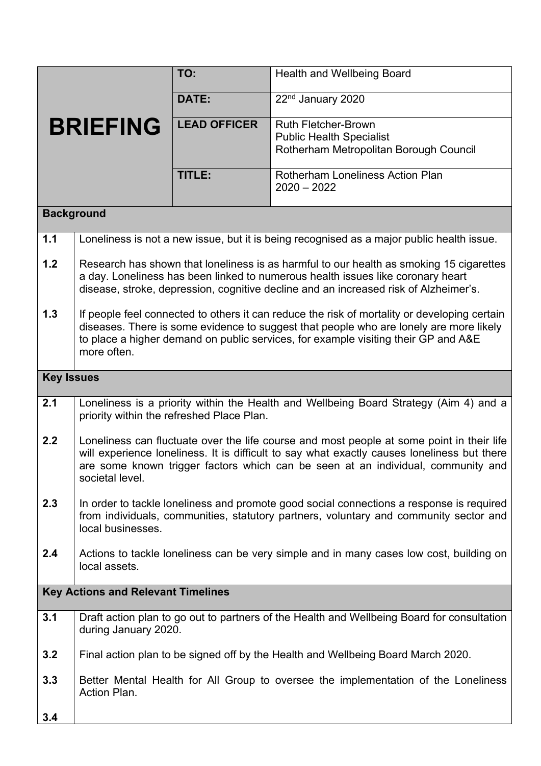# BRIEFING

| | |
|---|---|
| **TO:** | Health and Wellbeing Board |
| **DATE:** | 22nd January 2020 |
| **LEAD OFFICER** | Ruth Fletcher-Brown<br>Public Health Specialist<br>Rotherham Metropolitan Borough Council |
| **TITLE:** | Rotherham Loneliness Action Plan<br>2020 – 2022 |

## Background

**1.1** Loneliness is not a new issue, but it is being recognised as a major public health issue.

**1.2** Research has shown that loneliness is as harmful to our health as smoking 15 cigarettes a day. Loneliness has been linked to numerous health issues like coronary heart disease, stroke, depression, cognitive decline and an increased risk of Alzheimer's.

**1.3** If people feel connected to others it can reduce the risk of mortality or developing certain diseases. There is some evidence to suggest that people who are lonely are more likely to place a higher demand on public services, for example visiting their GP and A&E more often.

## Key Issues

**2.1** Loneliness is a priority within the Health and Wellbeing Board Strategy (Aim 4) and a priority within the refreshed Place Plan.

**2.2** Loneliness can fluctuate over the life course and most people at some point in their life will experience loneliness. It is difficult to say what exactly causes loneliness but there are some known trigger factors which can be seen at an individual, community and societal level.

**2.3** In order to tackle loneliness and promote good social connections a response is required from individuals, communities, statutory partners, voluntary and community sector and local businesses.

**2.4** Actions to tackle loneliness can be very simple and in many cases low cost, building on local assets.

## Key Actions and Relevant Timelines

**3.1** Draft action plan to go out to partners of the Health and Wellbeing Board for consultation during January 2020.

**3.2** Final action plan to be signed off by the Health and Wellbeing Board March 2020.

**3.3** Better Mental Health for All Group to oversee the implementation of the Loneliness Action Plan.

**3.4**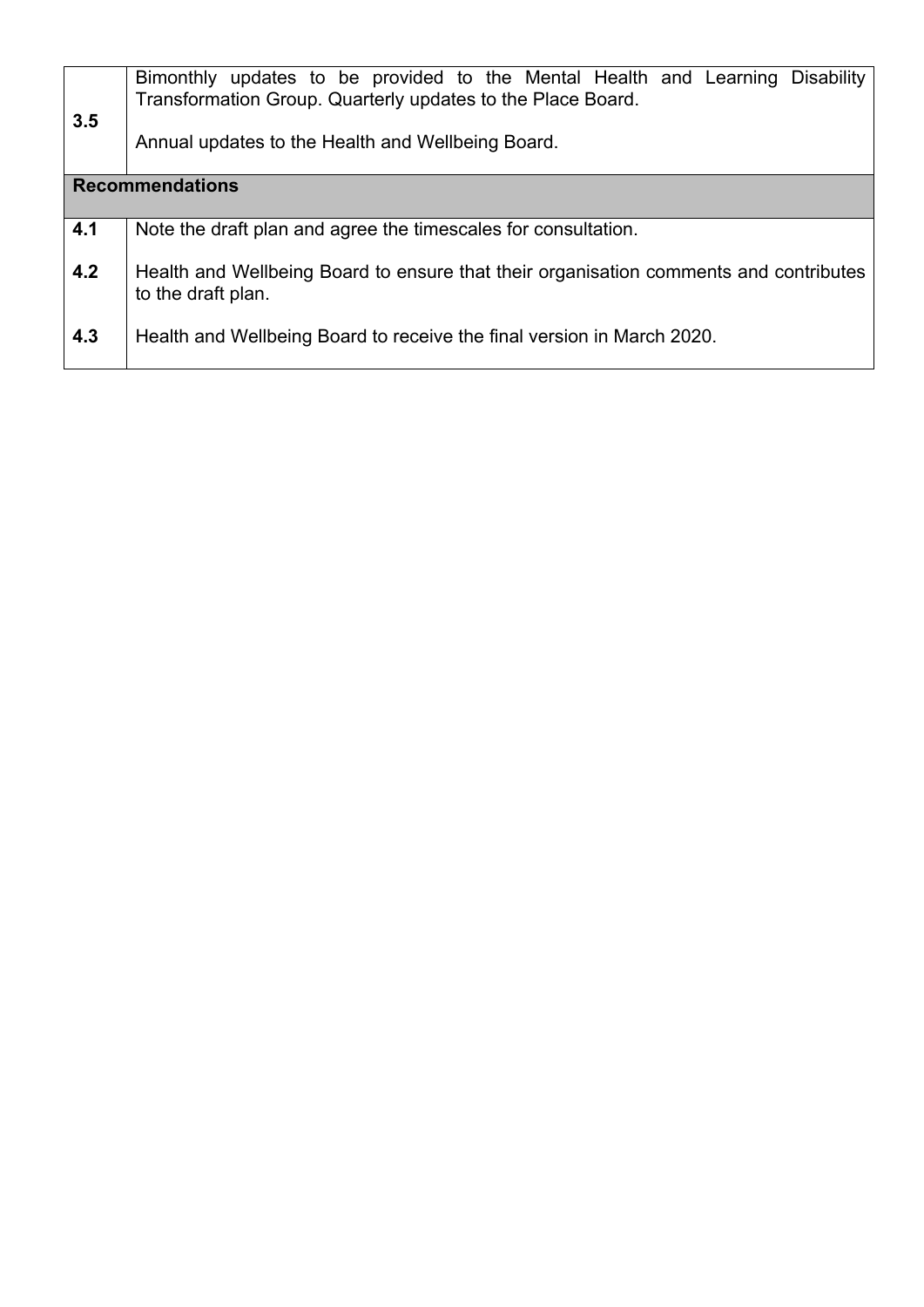| | |
|---|---|
| **3.5** | Bimonthly updates to be provided to the Mental Health and Learning Disability Transformation Group. Quarterly updates to the Place Board.<br><br>Annual updates to the Health and Wellbeing Board. |
| **Recommendations** | |
| **4.1** | Note the draft plan and agree the timescales for consultation. |
| **4.2** | Health and Wellbeing Board to ensure that their organisation comments and contributes to the draft plan. |
| **4.3** | Health and Wellbeing Board to receive the final version in March 2020. |